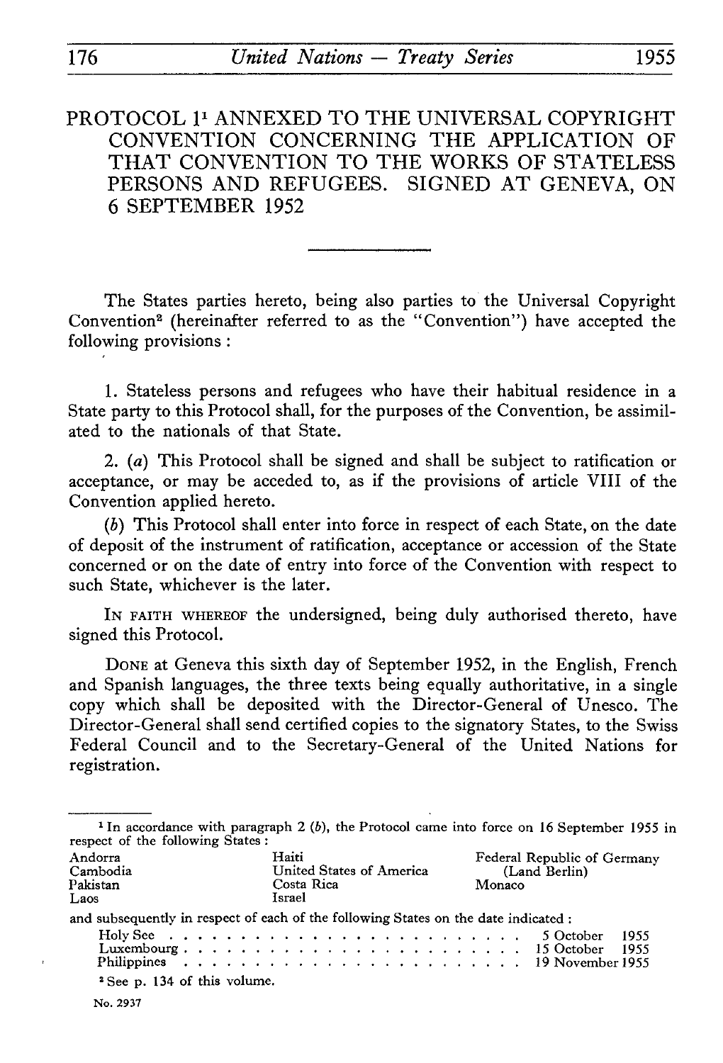# PROTOCOL 1[1] ANNEXED TO THE UNIVERSAL COPYRIGHT CONVENTION CONCERNING THE APPLICATION OF THAT CONVENTION TO THE WORKS OF STATELESS PERSONS AND REFUGEES. SIGNED AT GENEVA, ON 6 SEPTEMBER 1952

The States parties hereto, being also parties to the Universal Copyright Convention[2] (hereinafter referred to as the "Convention") have accepted the following provisions :

1. Stateless persons and refugees who have their habitual residence in a State party to this Protocol shall, for the purposes of the Convention, be assimilated to the nationals of that State.

2. (*a*) This Protocol shall be signed and shall be subject to ratification or acceptance, or may be acceded to, as if the provisions of article VIII of the Convention applied hereto.

(*b*) This Protocol shall enter into force in respect of each State, on the date of deposit of the instrument of ratification, acceptance or accession of the State concerned or on the date of entry into force of the Convention with respect to such State, whichever is the later.

IN FAITH WHEREOF the undersigned, being duly authorised thereto, have signed this Protocol.

DONE at Geneva this sixth day of September 1952, in the English, French and Spanish languages, the three texts being equally authoritative, in a single copy which shall be deposited with the Director-General of Unesco. The Director-General shall send certified copies to the signatory States, to the Swiss Federal Council and to the Secretary-General of the United Nations for registration.

---

[1] In accordance with paragraph 2 (*b*), the Protocol came into force on 16 September 1955 in respect of the following States :

Andorra
Cambodia
Pakistan
Laos
Haiti
United States of America
Costa Rica
Israel
Federal Republic of Germany (Land Berlin)
Monaco

and subsequently in respect of each of the following States on the date indicated :

| | |
|---|---|
| Holy See | 5 October 1955 |
| Luxembourg | 15 October 1955 |
| Philippines | 19 November 1955 |

[2] See p. 134 of this volume.

No. 2937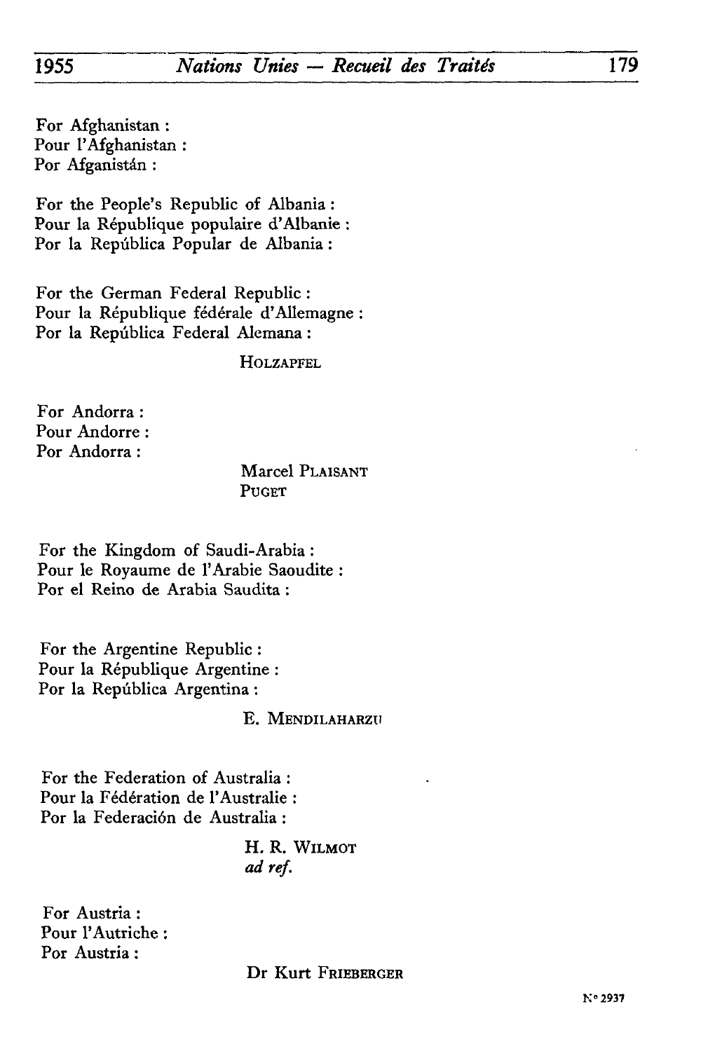For Afghanistan :
Pour l'Afghanistan :
Por Afganistán :

For the People's Republic of Albania :
Pour la République populaire d'Albanie :
Por la República Popular de Albania :

For the German Federal Republic :
Pour la République fédérale d'Allemagne :
Por la República Federal Alemana :

HOLZAPFEL

For Andorra :
Pour Andorre :
Por Andorra :

Marcel PLAISANT
PUGET

For the Kingdom of Saudi-Arabia :
Pour le Royaume de l'Arabie Saoudite :
Por el Reino de Arabia Saudita :

For the Argentine Republic :
Pour la République Argentine :
Por la República Argentina :

E. MENDILAHARZU

For the Federation of Australia :
Pour la Fédération de l'Australie :
Por la Federación de Australia :

H. R. WILMOT
*ad ref.*

For Austria :
Pour l'Autriche :
Por Austria :

Dr Kurt FRIEBERGER

N° 2937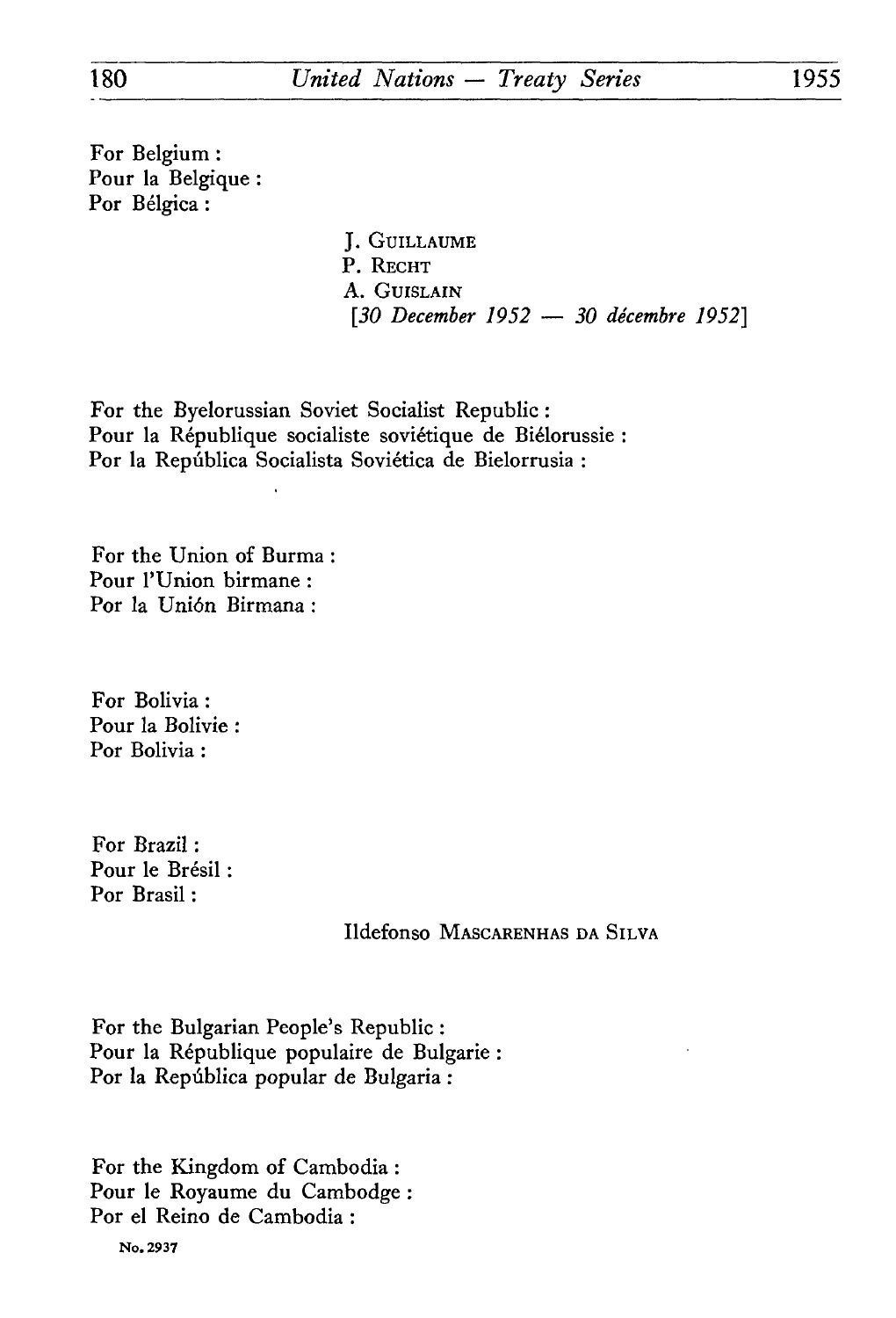For Belgium :
Pour la Belgique :
Por Bélgica :

J. GUILLAUME
P. RECHT
A. GUISLAIN
[*30 December 1952 — 30 décembre 1952*]

For the Byelorussian Soviet Socialist Republic :
Pour la République socialiste soviétique de Biélorussie :
Por la República Socialista Soviética de Bielorrusia :

For the Union of Burma :
Pour l'Union birmane :
Por la Unión Birmana :

For Bolivia :
Pour la Bolivie :
Por Bolivia :

For Brazil :
Pour le Brésil :
Por Brasil :

Ildefonso MASCARENHAS DA SILVA

For the Bulgarian People's Republic :
Pour la République populaire de Bulgarie :
Por la República popular de Bulgaria :

For the Kingdom of Cambodia :
Pour le Royaume du Cambodge :
Por el Reino de Cambodia :

No. 2937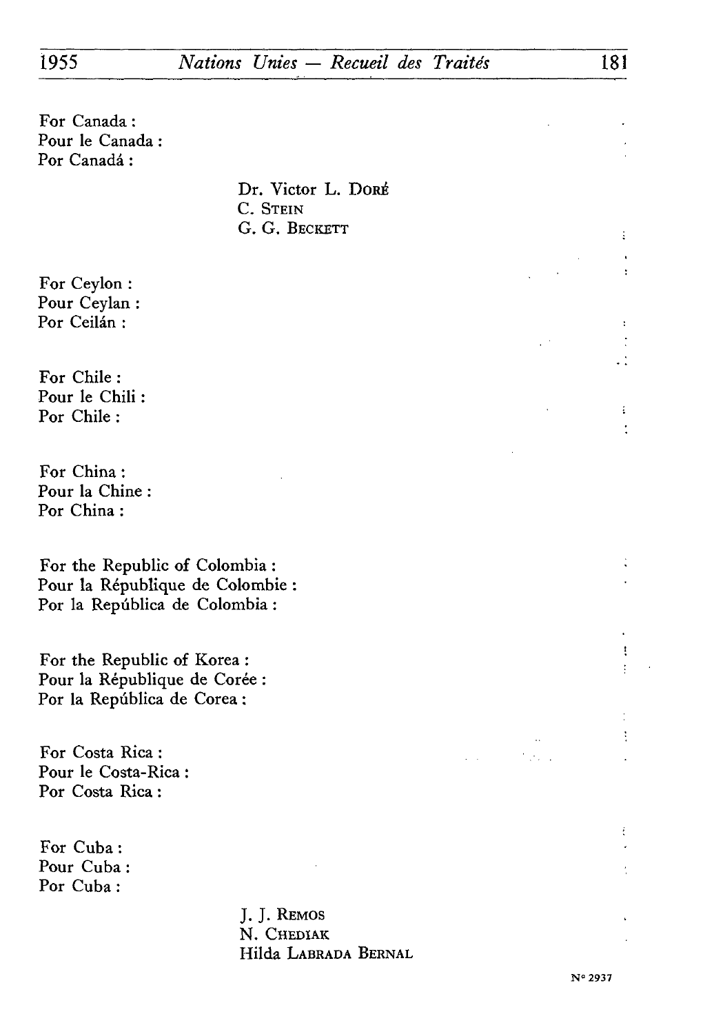For Canada :
Pour le Canada :
Por Canadá :

Dr. Victor L. DORÉ
C. STEIN
G. G. BECKETT

For Ceylon :
Pour Ceylan :
Por Ceilán :

For Chile :
Pour le Chili :
Por Chile :

For China :
Pour la Chine :
Por China :

For the Republic of Colombia :
Pour la République de Colombie :
Por la República de Colombia :

For the Republic of Korea :
Pour la République de Corée :
Por la República de Corea :

For Costa Rica :
Pour le Costa-Rica :
Por Costa Rica :

For Cuba :
Pour Cuba :
Por Cuba :

J. J. REMOS
N. CHEDIAK
Hilda LABRADA BERNAL

N° 2937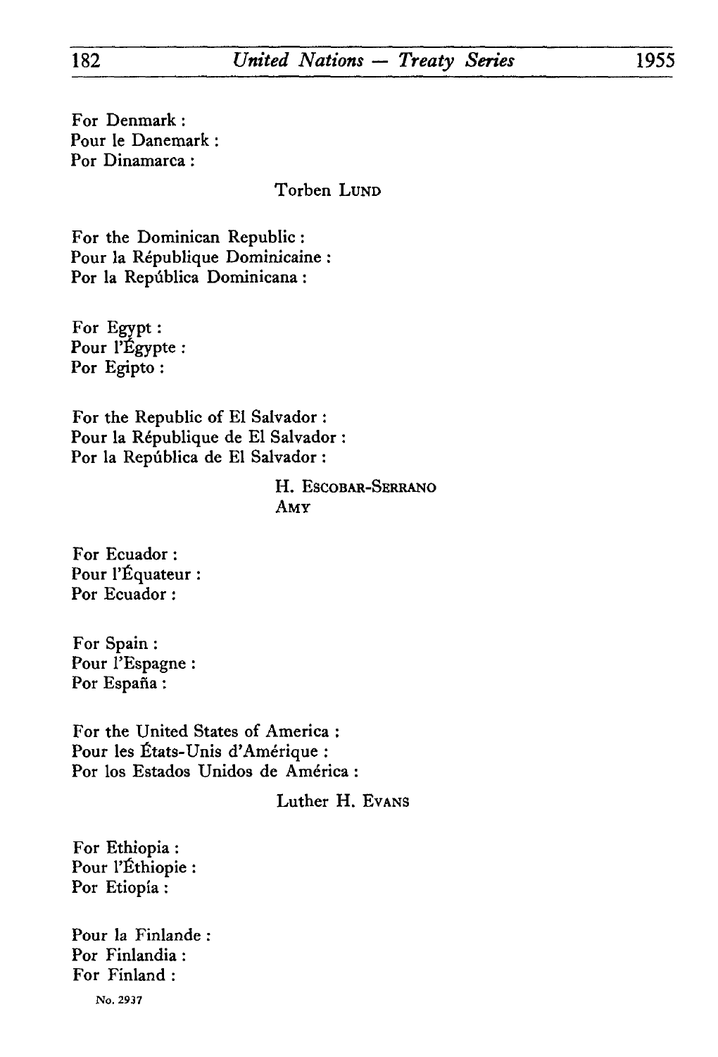For Denmark :
Pour le Danemark :
Por Dinamarca :

Torben LUND

For the Dominican Republic :
Pour la République Dominicaine :
Por la República Dominicana :

For Egypt :
Pour l'Égypte :
Por Egipto :

For the Republic of El Salvador :
Pour la République de El Salvador :
Por la República de El Salvador :

H. ESCOBAR-SERRANO
AMY

For Ecuador :
Pour l'Équateur :
Por Ecuador :

For Spain :
Pour l'Espagne :
Por España :

For the United States of America :
Pour les États-Unis d'Amérique :
Por los Estados Unidos de América :

Luther H. EVANS

For Ethiopia :
Pour l'Éthiopie :
Por Etiopía :

Pour la Finlande :
Por Finlandia :
For Finland :

No. 2937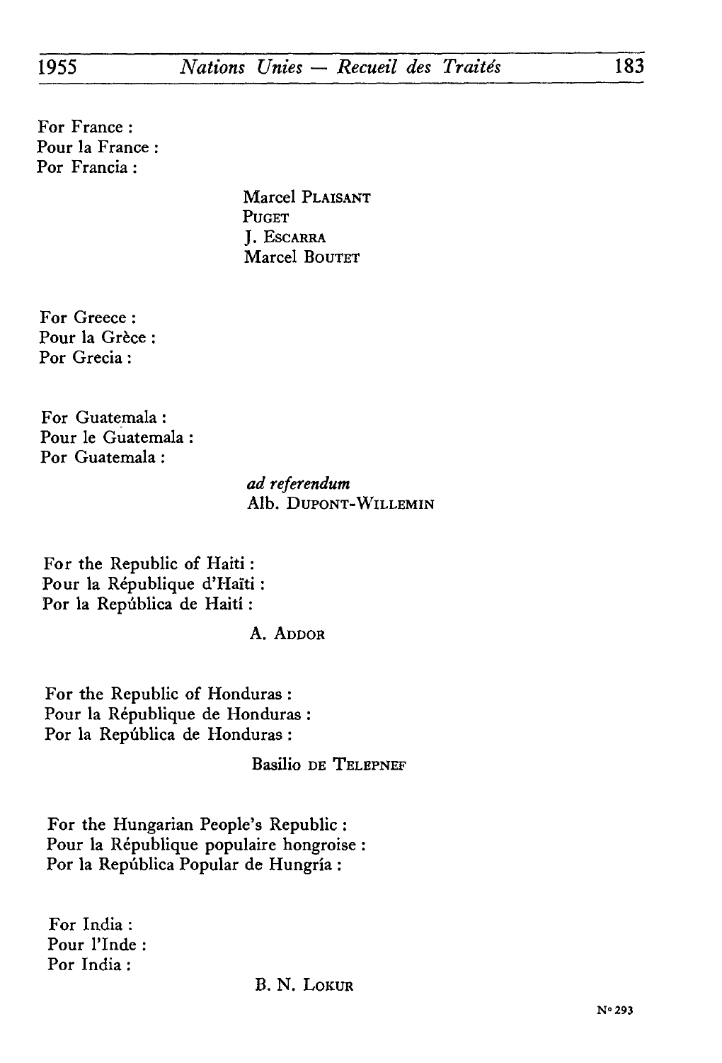For France :
Pour la France :
Por Francia :

Marcel PLAISANT
PUGET
J. ESCARRA
Marcel BOUTET

For Greece :
Pour la Grèce :
Por Grecia :

For Guatemala :
Pour le Guatemala :
Por Guatemala :

*ad referendum*
Alb. DUPONT-WILLEMIN

For the Republic of Haiti :
Pour la République d'Haïti :
Por la República de Haití :

A. ADDOR

For the Republic of Honduras :
Pour la République de Honduras :
Por la República de Honduras :

Basilio DE TELEPNEF

For the Hungarian People's Republic :
Pour la République populaire hongroise :
Por la República Popular de Hungría :

For India :
Pour l'Inde :
Por India :

B. N. LOKUR

N° 293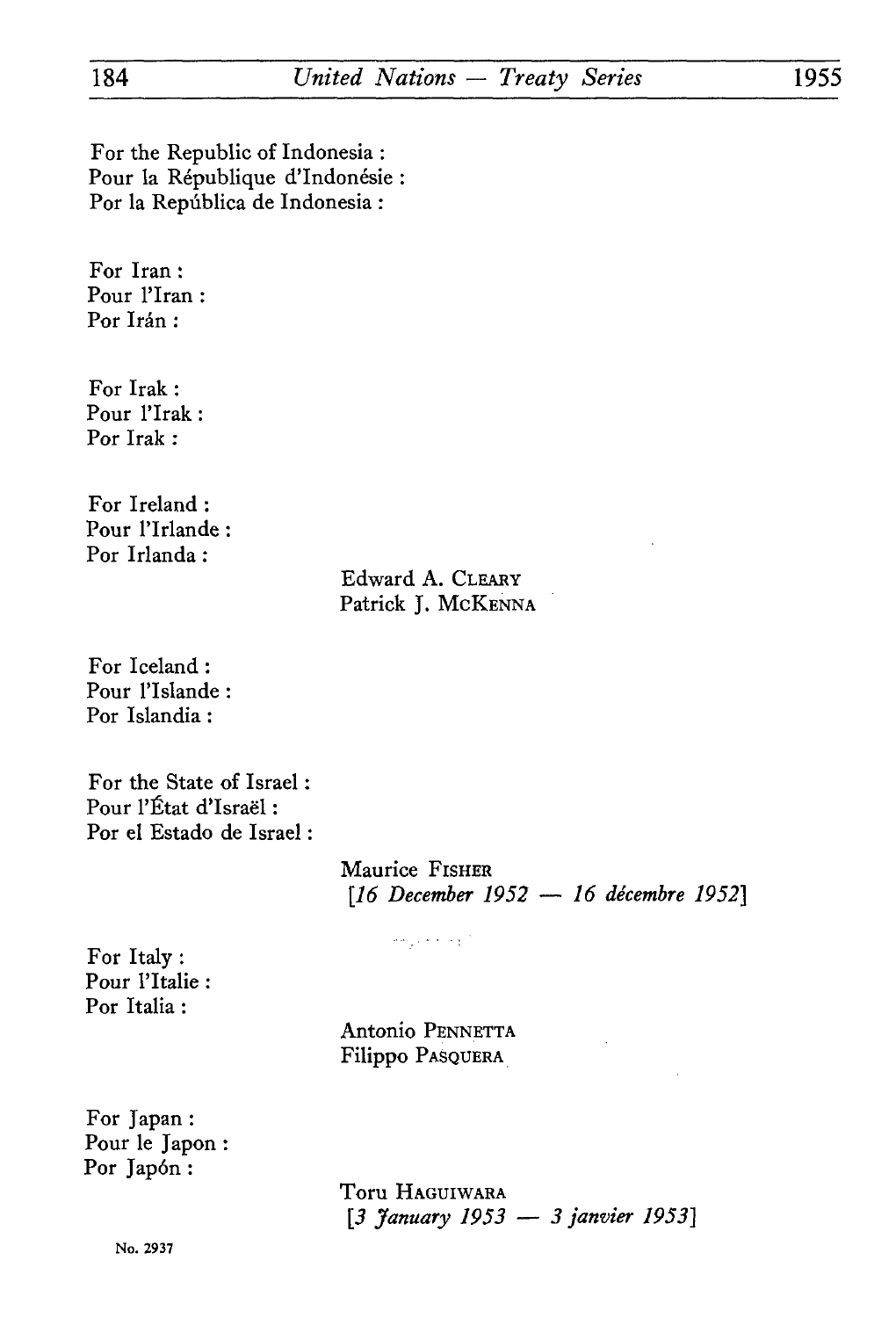For the Republic of Indonesia :
Pour la République d'Indonésie :
Por la República de Indonesia :

For Iran :
Pour l'Iran :
Por Irán :

For Irak :
Pour l'Irak :
Por Irak :

For Ireland :
Pour l'Irlande :
Por Irlanda :

Edward A. CLEARY
Patrick J. McKENNA

For Iceland :
Pour l'Islande :
Por Islandia :

For the State of Israel :
Pour l'État d'Israël :
Por el Estado de Israel :

Maurice FISHER
[*16 December 1952 — 16 décembre 1952*]

For Italy :
Pour l'Italie :
Por Italia :

Antonio PENNETTA
Filippo PASQUERA

For Japan :
Pour le Japon :
Por Japón :

Toru HAGUIWARA
[*3 January 1953 — 3 janvier 1953*]

No. 2937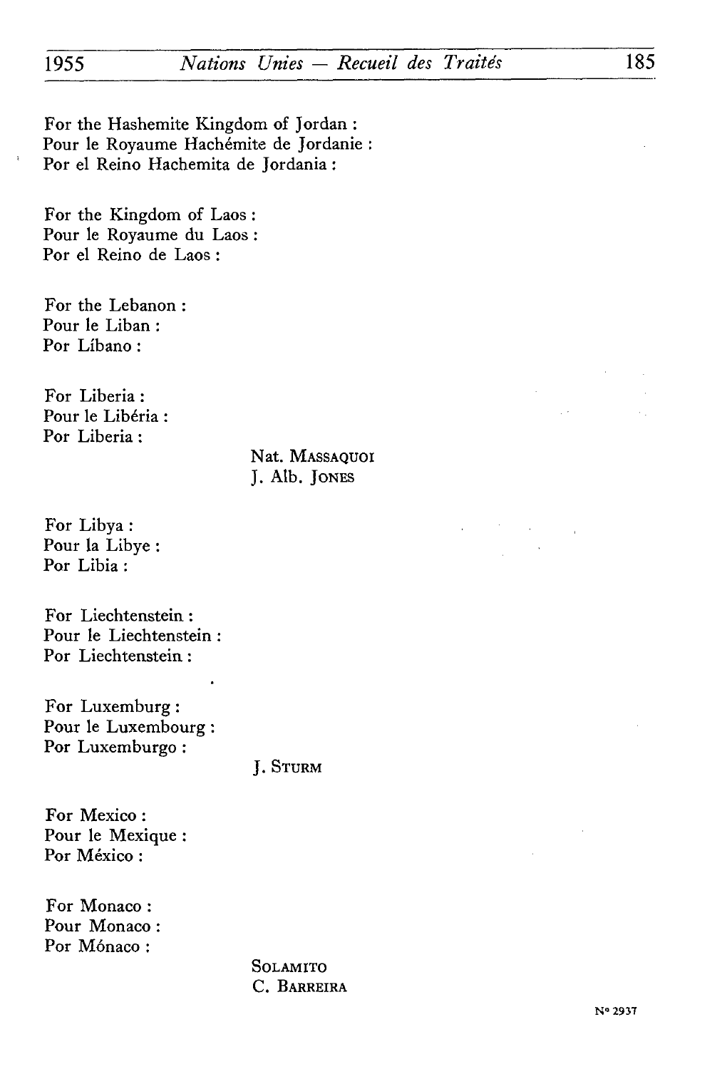For the Hashemite Kingdom of Jordan :
Pour le Royaume Hachémite de Jordanie :
Por el Reino Hachemita de Jordania :

For the Kingdom of Laos :
Pour le Royaume du Laos :
Por el Reino de Laos :

For the Lebanon :
Pour le Liban :
Por Líbano :

For Liberia :
Pour le Libéria :
Por Liberia :

Nat. MASSAQUOI
J. Alb. JONES

For Libya :
Pour la Libye :
Por Libia :

For Liechtenstein :
Pour le Liechtenstein :
Por Liechtenstein :

For Luxemburg :
Pour le Luxembourg :
Por Luxemburgo :

J. STURM

For Mexico :
Pour le Mexique :
Por México :

For Monaco :
Pour Monaco :
Por Mónaco :

SOLAMITO
C. BARREIRA

N° 2937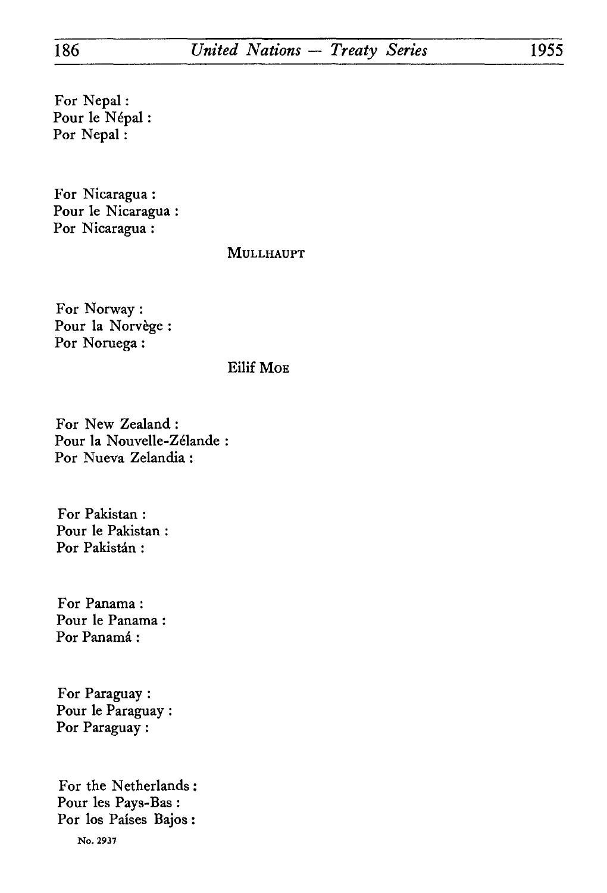For Nepal :
Pour le Népal :
Por Nepal :

For Nicaragua :
Pour le Nicaragua :
Por Nicaragua :

MULLHAUPT

For Norway :
Pour la Norvège :
Por Noruega :

Eilif MOE

For New Zealand :
Pour la Nouvelle-Zélande :
Por Nueva Zelandia :

For Pakistan :
Pour le Pakistan :
Por Pakistán :

For Panama :
Pour le Panama :
Por Panamá :

For Paraguay :
Pour le Paraguay :
Por Paraguay :

For the Netherlands :
Pour les Pays-Bas :
Por los Países Bajos :

No. 2937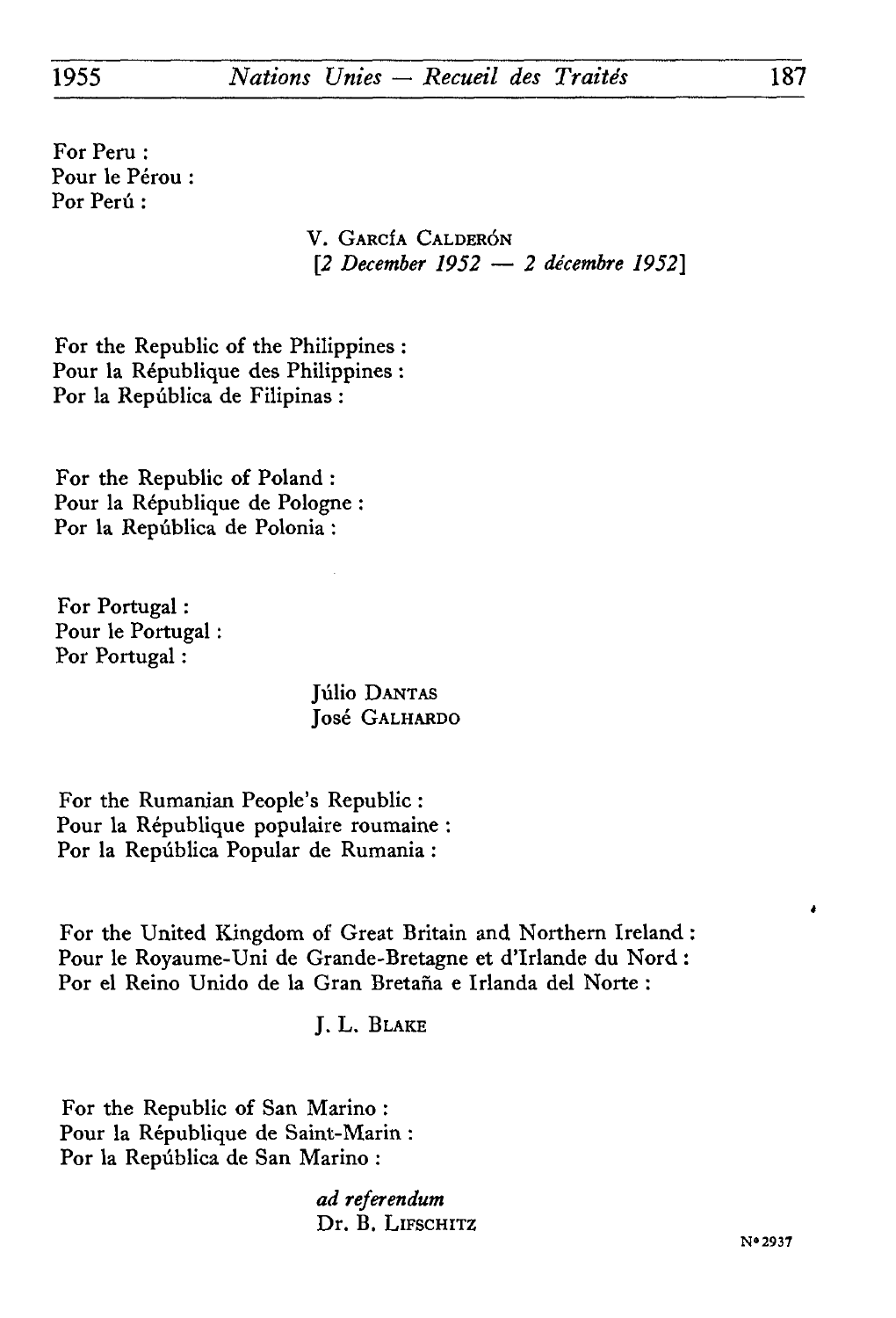For Peru :
Pour le Pérou :
Por Perú :

V. García Calderón
*[2 December 1952 — 2 décembre 1952]*

For the Republic of the Philippines :
Pour la République des Philippines :
Por la República de Filipinas :

For the Republic of Poland :
Pour la République de Pologne :
Por la República de Polonia :

For Portugal :
Pour le Portugal :
Por Portugal :

Júlio Dantas
José Galhardo

For the Rumanian People's Republic :
Pour la République populaire roumaine :
Por la República Popular de Rumania :

For the United Kingdom of Great Britain and Northern Ireland :
Pour le Royaume-Uni de Grande-Bretagne et d'Irlande du Nord :
Por el Reino Unido de la Gran Bretaña e Irlanda del Norte :

J. L. Blake

For the Republic of San Marino :
Pour la République de Saint-Marin :
Por la República de San Marino :

*ad referendum*
Dr. B. Lifschitz

N° 2937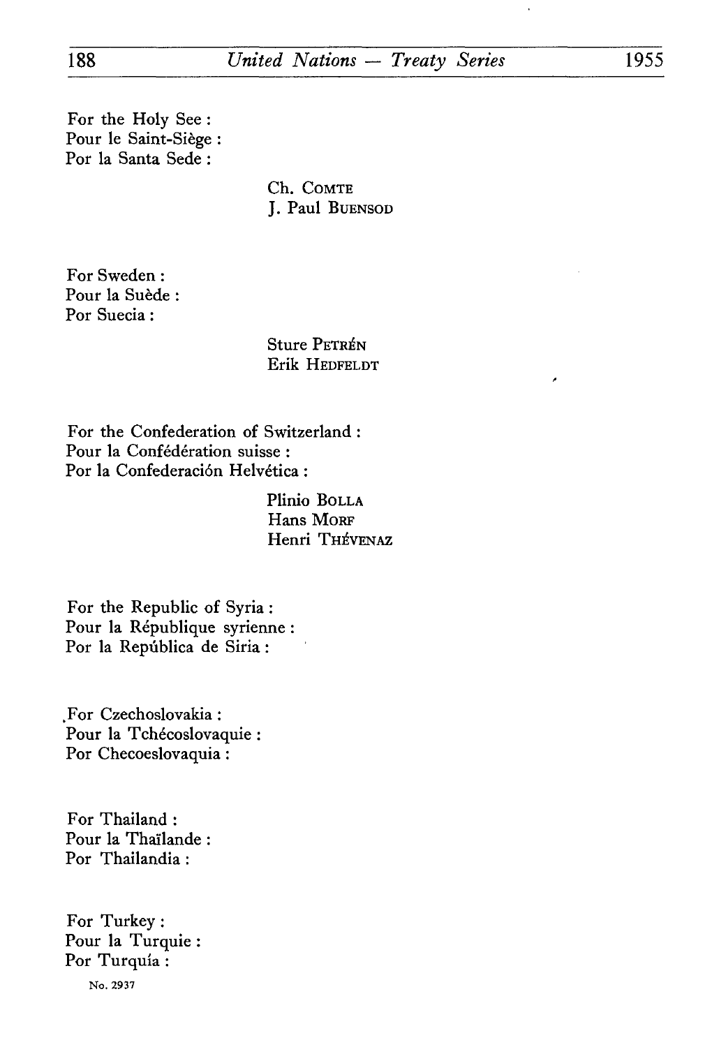For the Holy See :
Pour le Saint-Siège :
Por la Santa Sede :

Ch. COMTE
J. Paul BUENSOD

For Sweden :
Pour la Suède :
Por Suecia :

Sture PETRÉN
Erik HEDFELDT

For the Confederation of Switzerland :
Pour la Confédération suisse :
Por la Confederación Helvética :

Plinio BOLLA
Hans MORF
Henri THÉVENAZ

For the Republic of Syria :
Pour la République syrienne :
Por la República de Siria :

For Czechoslovakia :
Pour la Tchécoslovaquie :
Por Checoeslovaquia :

For Thailand :
Pour la Thaïlande :
Por Thailandia :

For Turkey :
Pour la Turquie :
Por Turquía :

No. 2937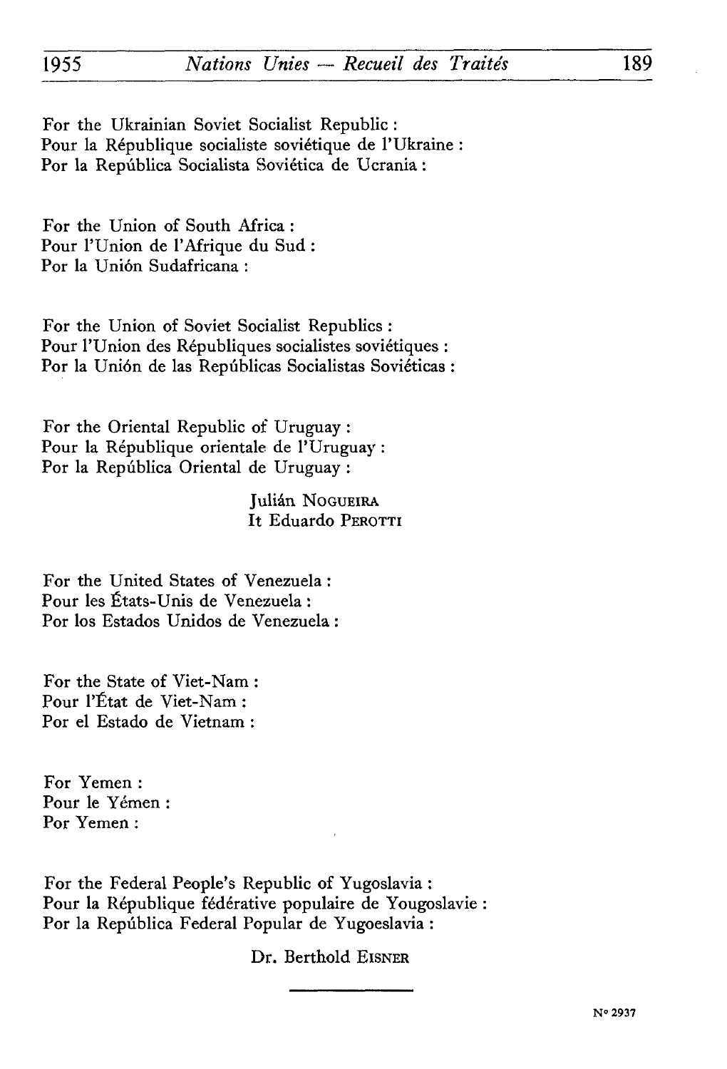For the Ukrainian Soviet Socialist Republic :
Pour la République socialiste soviétique de l'Ukraine :
Por la República Socialista Soviética de Ucrania :

For the Union of South Africa :
Pour l'Union de l'Afrique du Sud :
Por la Unión Sudafricana :

For the Union of Soviet Socialist Republics :
Pour l'Union des Républiques socialistes soviétiques :
Por la Unión de las Repúblicas Socialistas Soviéticas :

For the Oriental Republic of Uruguay :
Pour la République orientale de l'Uruguay :
Por la República Oriental de Uruguay :

Julián NOGUEIRA
It Eduardo PEROTTI

For the United States of Venezuela :
Pour les États-Unis de Venezuela :
Por los Estados Unidos de Venezuela :

For the State of Viet-Nam :
Pour l'État de Viet-Nam :
Por el Estado de Vietnam :

For Yemen :
Pour le Yémen :
Por Yemen :

For the Federal People's Republic of Yugoslavia :
Pour la République fédérative populaire de Yougoslavie :
Por la República Federal Popular de Yugoeslavia :

Dr. Berthold EISNER

---

N° 2937